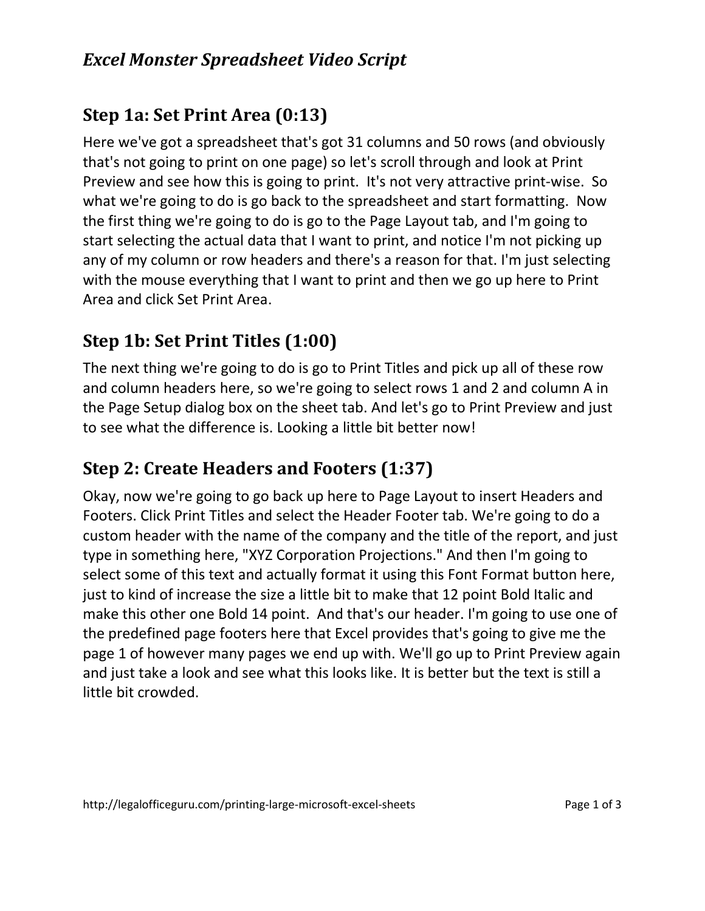# *Excel Monster Spreadsheet Video Script*

## Step 1a: Set Print Area (0:13)

Here we've got a spreadsheet that's got 31 columns and 50 rows (and obviously that's not going to print on one page) so let's scroll through and look at Print Preview and see how this is going to print. It's not very attractive print-wise. So what we're going to do is go back to the spreadsheet and start formatting. Now the first thing we're going to do is go to the Page Layout tab, and I'm going to start selecting the actual data that I want to print, and notice I'm not picking up any of my column or row headers and there's a reason for that. I'm just selecting with the mouse everything that I want to print and then we go up here to Print Area and click Set Print Area.

## Step 1b: Set Print Titles (1:00)

The next thing we're going to do is go to Print Titles and pick up all of these row and column headers here, so we're going to select rows 1 and 2 and column A in the Page Setup dialog box on the sheet tab. And let's go to Print Preview and just to see what the difference is. Looking a little bit better now!

## Step 2: Create Headers and Footers (1:37)

Okay, now we're going to go back up here to Page Layout to insert Headers and Footers. Click Print Titles and select the Header Footer tab. We're going to do a custom header with the name of the company and the title of the report, and just type in something here, "XYZ Corporation Projections." And then I'm going to select some of this text and actually format it using this Font Format button here, just to kind of increase the size a little bit to make that 12 point Bold Italic and make this other one Bold 14 point. And that's our header. I'm going to use one of the predefined page footers here that Excel provides that's going to give me the page 1 of however many pages we end up with. We'll go up to Print Preview again and just take a look and see what this looks like. It is better but the text is still a little bit crowded.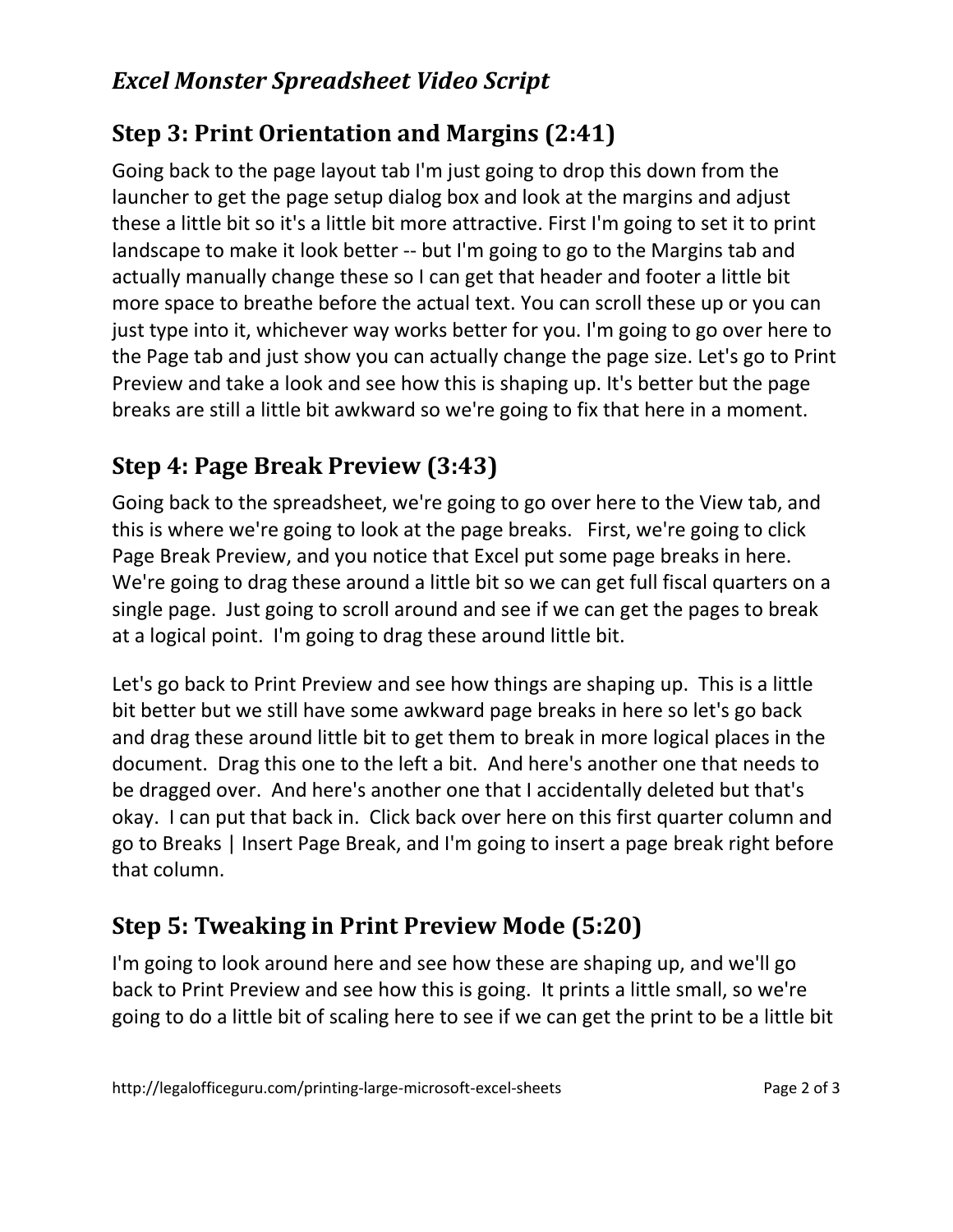## Excel Monster Spreadsheet Video Script

## Step 3: Print Orientation and Margins (2:41)

Going back to the page layout tab I'm just going to drop this down from the launcher to get the page setup dialog box and look at the margins and adjust these a little bit so it's a little bit more attractive. First I'm going to set it to print landscape to make it look better -- but I'm going to go to the Margins tab and actually manually change these so I can get that header and footer a little bit more space to breathe before the actual text. You can scroll these up or you can just type into it, whichever way works better for you. I'm going to go over here to the Page tab and just show you can actually change the page size. Let's go to Print Preview and take a look and see how this is shaping up. It's better but the page breaks are still a little bit awkward so we're going to fix that here in a moment.

## Step 4: Page Break Preview (3:43)

Going back to the spreadsheet, we're going to go over here to the View tab, and this is where we're going to look at the page breaks. First, we're going to click Page Break Preview, and you notice that Excel put some page breaks in here. We're going to drag these around a little bit so we can get full fiscal quarters on a single page. Just going to scroll around and see if we can get the pages to break at a logical point. I'm going to drag these around little bit.

Let's go back to Print Preview and see how things are shaping up. This is a little bit better but we still have some awkward page breaks in here so let's go back and drag these around little bit to get them to break in more logical places in the document. Drag this one to the left a bit. And here's another one that needs to be dragged over. And here's another one that I accidentally deleted but that's okay. I can put that back in. Click back over here on this first quarter column and go to Breaks | Insert Page Break, and I'm going to insert a page break right before that column.

## Step 5: Tweaking in Print Preview Mode (5:20)

I'm going to look around here and see how these are shaping up, and we'll go back to Print Preview and see how this is going. It prints a little small, so we're going to do a little bit of scaling here to see if we can get the print to be a little bit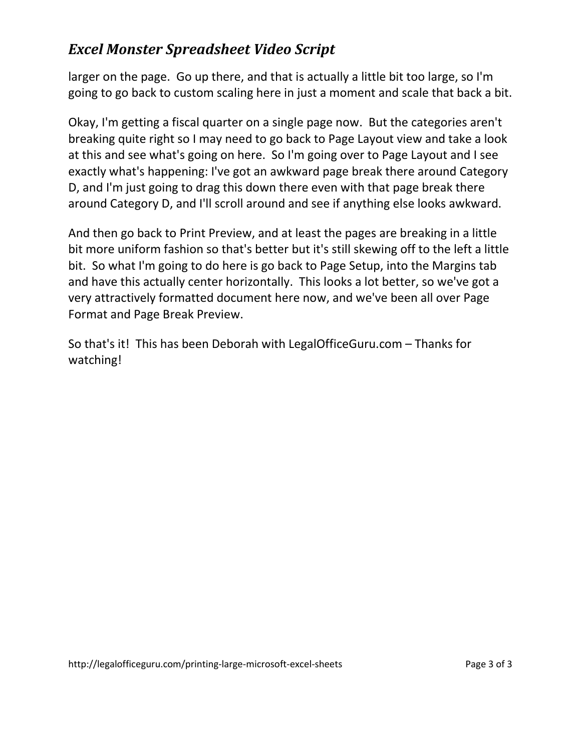larger on the page. Go up there, and that is actually a little bit too large, so I'm going to go back to custom scaling here in just a moment and scale that back a bit.

Okay, I'm getting a fiscal quarter on a single page now. But the categories aren't breaking quite right so I may need to go back to Page Layout view and take a look at this and see what's going on here. So I'm going over to Page Layout and I see exactly what's happening: I've got an awkward page break there around Category D, and I'm just going to drag this down there even with that page break there around Category D, and I'll scroll around and see if anything else looks awkward.

And then go back to Print Preview, and at least the pages are breaking in a little bit more uniform fashion so that's better but it's still skewing off to the left a little bit. So what I'm going to do here is go back to Page Setup, into the Margins tab and have this actually center horizontally. This looks a lot better, so we've got a very attractively formatted document here now, and we've been all over Page Format and Page Break Preview.

So that's it! This has been Deborah with LegalOfficeGuru.com – Thanks for watching!